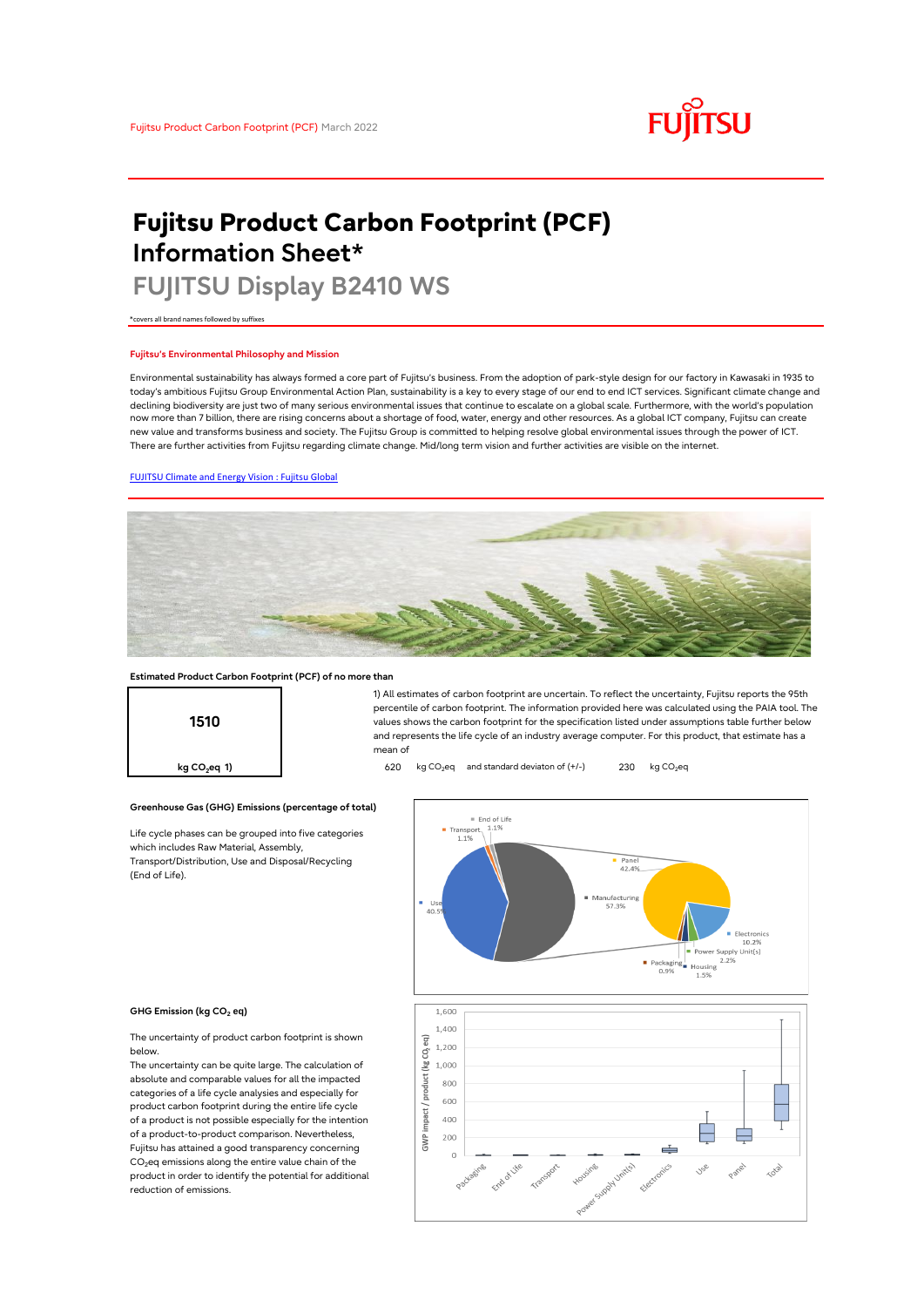Fujitsu Product Carbon Footprint (PCF) March 2022

# Fujitsu Product Carbon Footprint (PCF) Information Sheet*

## FUJITSU Display B2410 WS

*covers all brand names followed by suffixes

### Fujitsu's Environmental Philosophy and Mission

Environmental sustainability has always formed a core part of Fujitsu's business. From the adoption of park-style design for our factory in Kawasaki in 1935 to today's ambitious Fujitsu Group Environmental Action Plan, sustainability is a key to every stage of our end to end ICT services. Significant climate change and declining biodiversity are just two of many serious environmental issues that continue to escalate on a global scale. Furthermore, with the world's population now more than 7 billion, there are rising concerns about a shortage of food, water, energy and other resources. As a global ICT company, Fujitsu can create new value and transforms business and society. The Fujitsu Group is committed to helping resolve global environmental issues through the power of ICT. There are further activities from Fujitsu regarding climate change. Mid/long term vision and further activities are visible on the internet.

[FUJITSU Climate and Energy Vision : Fujitsu Global](FUJITSU Climate and Energy Vision : Fujitsu Global)

### Estimated Product Carbon Footprint (PCF) of no more than

**1510**

**kg $CO_2$eq 1)**

1) All estimates of carbon footprint are uncertain. To reflect the uncertainty, Fujitsu reports the 95th percentile of carbon footprint. The information provided here was calculated using the PAIA tool. The values shows the carbon footprint for the specification listed under assumptions table further below and represents the life cycle of an industry average computer. For this product, that estimate has a mean of

620 kg $CO_2$eq and standard deviaton of (+/-) 230 kg $CO_2$eq

### Greenhouse Gas (GHG) Emissions (percentage of total)

Life cycle phases can be grouped into five categories which includes Raw Material, Assembly, Transport/Distribution, Use and Disposal/Recycling (End of Life).

End of Life 1.1%; Transport 1.1%; Use 40.5%; Manufacturing 57.3%; Panel 42.4%; Electronics 10.2%; Power Supply Unit(s) 2.2%; Housing 1.5%; Packaging 0.9%

### GHG Emission (kg $CO_2$ eq)

The uncertainty of product carbon footprint is shown below.

The uncertainty can be quite large. The calculation of absolute and comparable values for all the impacted categories of a life cycle analysies and especially for product carbon footprint during the entire life cycle of a product is not possible especially for the intention of a product-to-product comparison. Nevertheless, Fujitsu has attained a good transparency concerning $CO_2$eq emissions along the entire value chain of the product in order to identify the potential for additional reduction of emissions.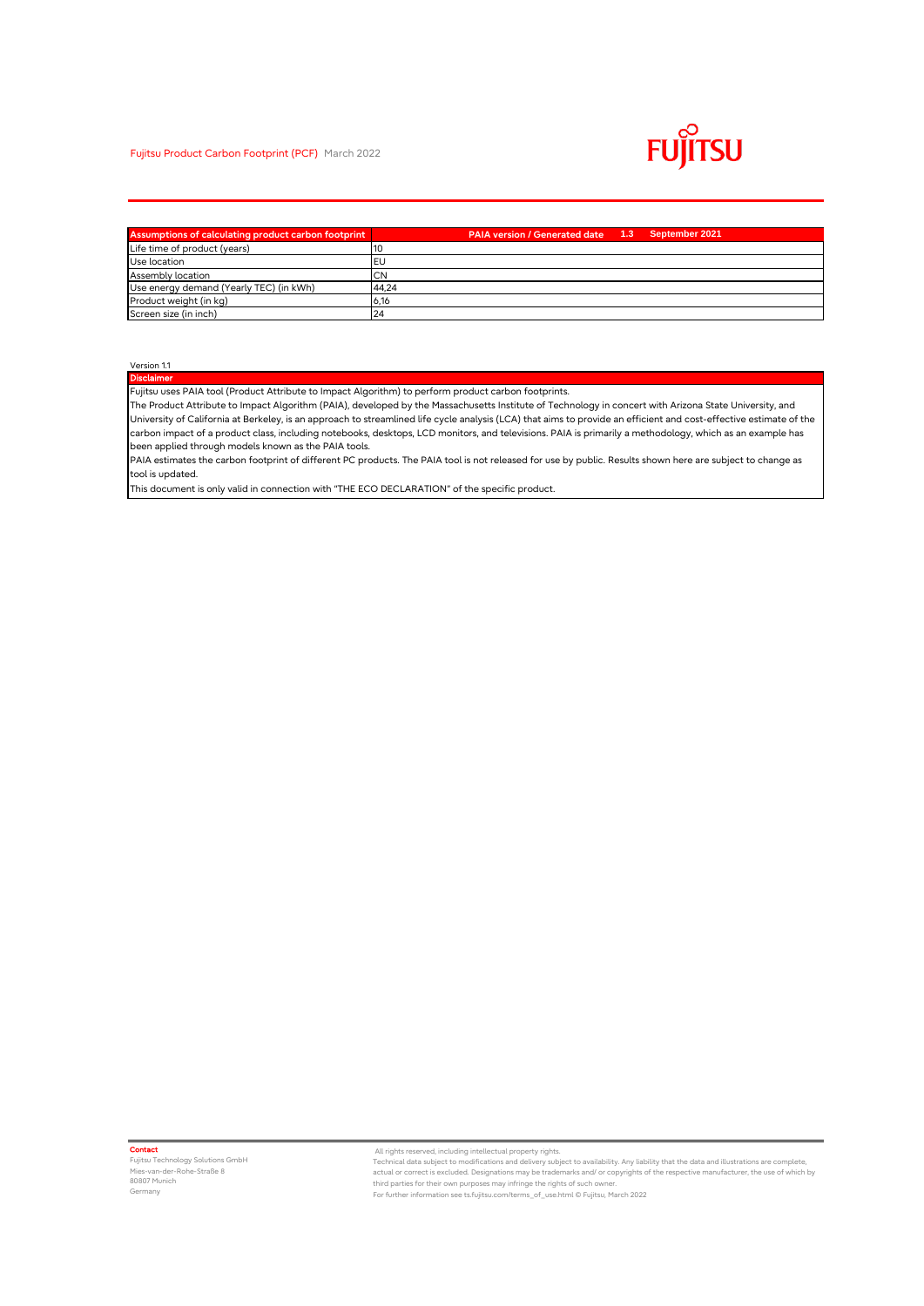Fujitsu Product Carbon Footprint (PCF) March 2022

| Assumptions of calculating product carbon footprint | PAIA version / Generated date 1.3 September 2021 |
|---|---|
| Life time of product (years) | 10 |
| Use location | EU |
| Assembly location | CN |
| Use energy demand (Yearly TEC) (in kWh) | 44,24 |
| Product weight (in kg) | 6,16 |
| Screen size (in inch) | 24 |

Version 1.1

**Disclaimer**

Fujitsu uses PAIA tool (Product Attribute to Impact Algorithm) to perform product carbon footprints.

The Product Attribute to Impact Algorithm (PAIA), developed by the Massachusetts Institute of Technology in concert with Arizona State University, and University of California at Berkeley, is an approach to streamlined life cycle analysis (LCA) that aims to provide an efficient and cost-effective estimate of the carbon impact of a product class, including notebooks, desktops, LCD monitors, and televisions. PAIA is primarily a methodology, which as an example has been applied through models known as the PAIA tools.

PAIA estimates the carbon footprint of different PC products. The PAIA tool is not released for use by public. Results shown here are subject to change as tool is updated.

This document is only valid in connection with "THE ECO DECLARATION" of the specific product.

**Contact**

Fujitsu Technology Solutions GmbH
Mies-van-der-Rohe-Straße 8
80807 Munich
Germany

All rights reserved, including intellectual property rights.
Technical data subject to modifications and delivery subject to availability. Any liability that the data and illustrations are complete, actual or correct is excluded. Designations may be trademarks and/ or copyrights of the respective manufacturer, the use of which by third parties for their own purposes may infringe the rights of such owner.
For further information see ts.fujitsu.com/terms_of_use.html © Fujitsu, March 2022